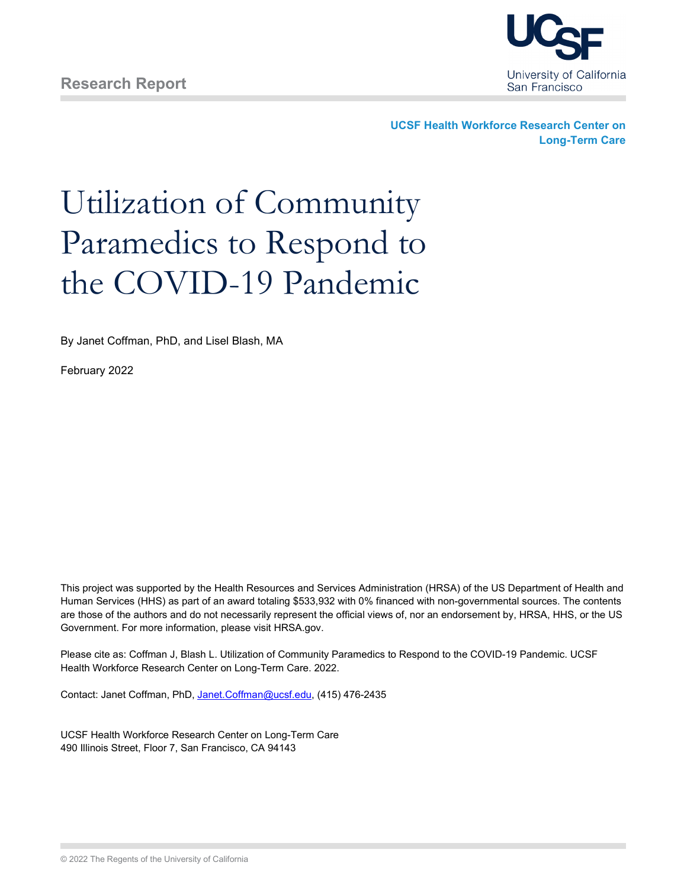Research Report

UCSF University of California San Francisco

**UCSF Health Workforce Research Center on Long-Term Care**

# Utilization of Community Paramedics to Respond to the COVID-19 Pandemic

By Janet Coffman, PhD, and Lisel Blash, MA

February 2022

This project was supported by the Health Resources and Services Administration (HRSA) of the US Department of Health and Human Services (HHS) as part of an award totaling $533,932 with 0% financed with non-governmental sources. The contents are those of the authors and do not necessarily represent the official views of, nor an endorsement by, HRSA, HHS, or the US Government. For more information, please visit HRSA.gov.

Please cite as: Coffman J, Blash L. Utilization of Community Paramedics to Respond to the COVID-19 Pandemic. UCSF Health Workforce Research Center on Long-Term Care. 2022.

Contact: Janet Coffman, PhD, Janet.Coffman@ucsf.edu, (415) 476-2435

UCSF Health Workforce Research Center on Long-Term Care
490 Illinois Street, Floor 7, San Francisco, CA 94143

© 2022 The Regents of the University of California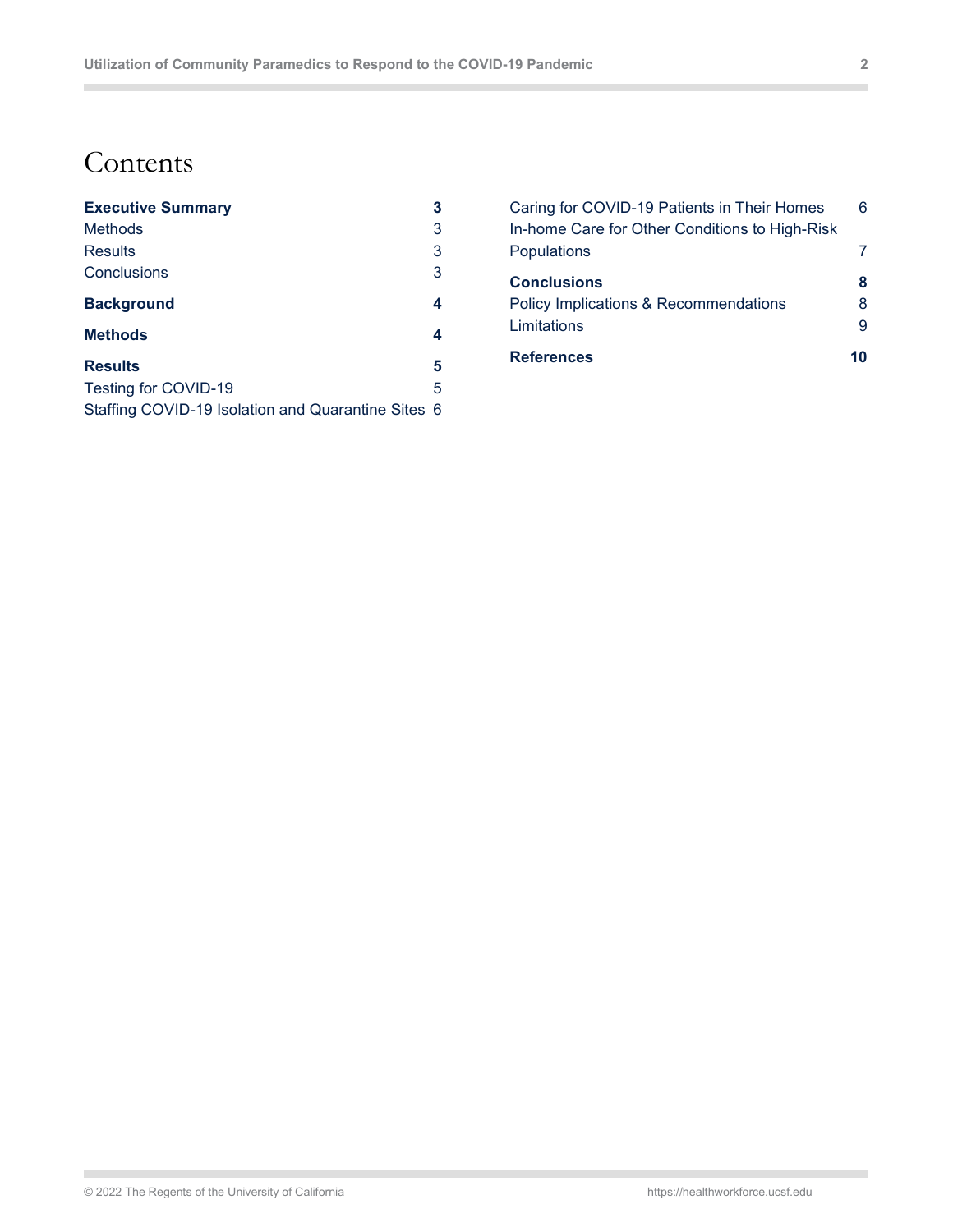# Contents

**Executive Summary** 3
Methods 3
Results 3
Conclusions 3

**Background** 4

**Methods** 4

**Results** 5
Testing for COVID-19 5
Staffing COVID-19 Isolation and Quarantine Sites 6
Caring for COVID-19 Patients in Their Homes 6
In-home Care for Other Conditions to High-Risk Populations 7

**Conclusions** 8
Policy Implications & Recommendations 8
Limitations 9

**References** 10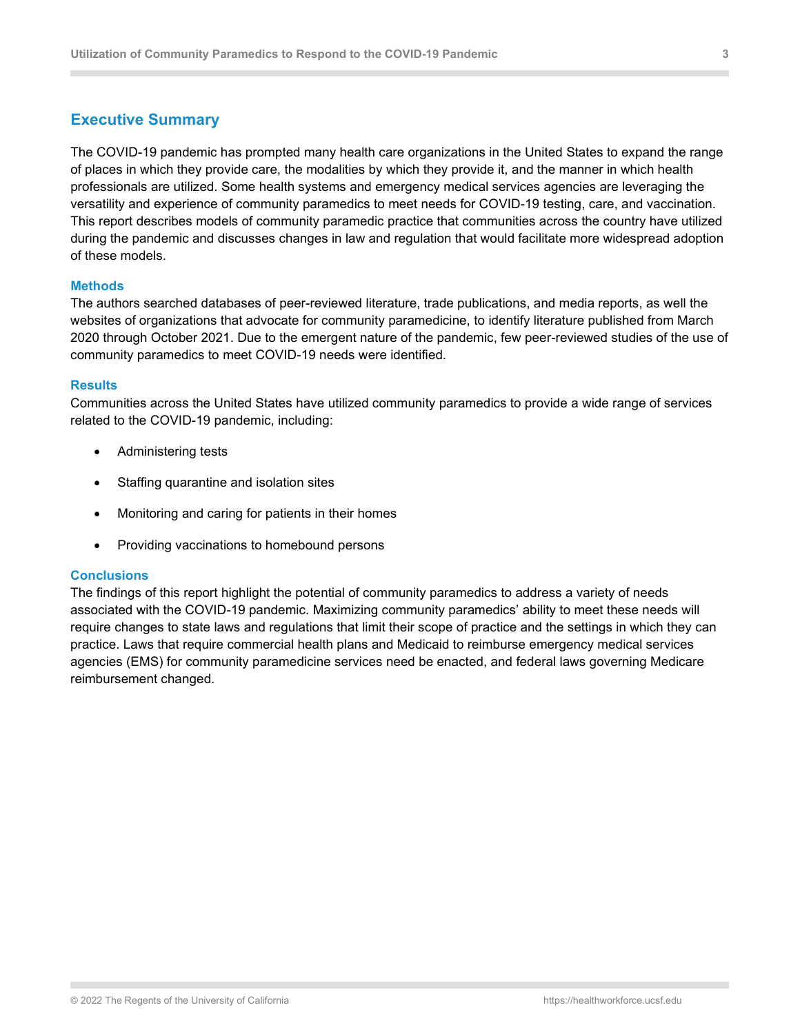## Executive Summary

The COVID-19 pandemic has prompted many health care organizations in the United States to expand the range of places in which they provide care, the modalities by which they provide it, and the manner in which health professionals are utilized. Some health systems and emergency medical services agencies are leveraging the versatility and experience of community paramedics to meet needs for COVID-19 testing, care, and vaccination. This report describes models of community paramedic practice that communities across the country have utilized during the pandemic and discusses changes in law and regulation that would facilitate more widespread adoption of these models.

### Methods

The authors searched databases of peer-reviewed literature, trade publications, and media reports, as well the websites of organizations that advocate for community paramedicine, to identify literature published from March 2020 through October 2021. Due to the emergent nature of the pandemic, few peer-reviewed studies of the use of community paramedics to meet COVID-19 needs were identified.

### Results

Communities across the United States have utilized community paramedics to provide a wide range of services related to the COVID-19 pandemic, including:

- Administering tests
- Staffing quarantine and isolation sites
- Monitoring and caring for patients in their homes
- Providing vaccinations to homebound persons

### Conclusions

The findings of this report highlight the potential of community paramedics to address a variety of needs associated with the COVID-19 pandemic. Maximizing community paramedics' ability to meet these needs will require changes to state laws and regulations that limit their scope of practice and the settings in which they can practice. Laws that require commercial health plans and Medicaid to reimburse emergency medical services agencies (EMS) for community paramedicine services need be enacted, and federal laws governing Medicare reimbursement changed.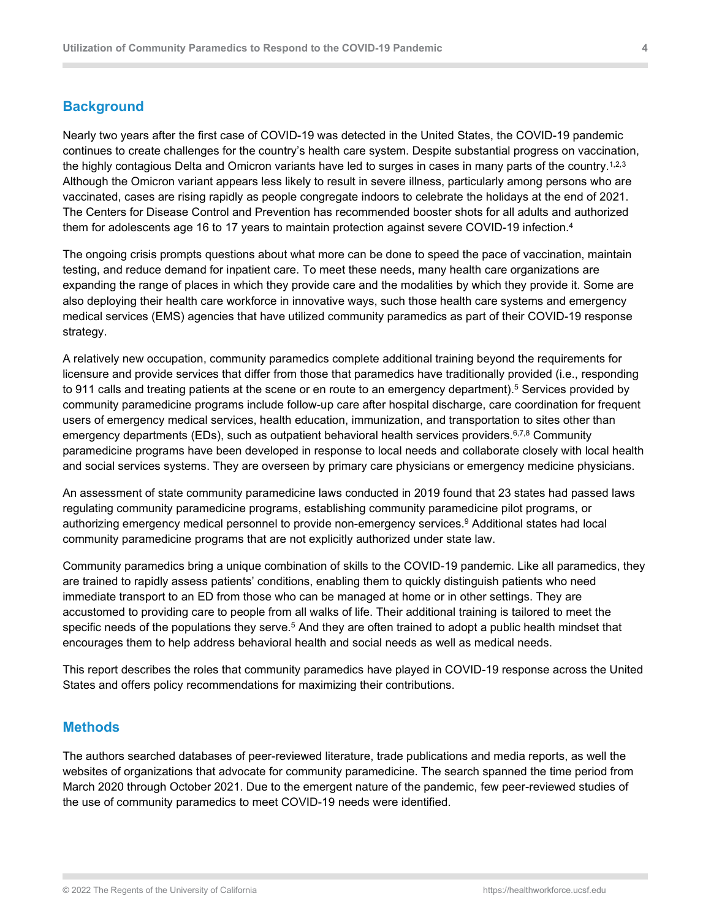## Background

Nearly two years after the first case of COVID-19 was detected in the United States, the COVID-19 pandemic continues to create challenges for the country's health care system. Despite substantial progress on vaccination, the highly contagious Delta and Omicron variants have led to surges in cases in many parts of the country.[1,2,3] Although the Omicron variant appears less likely to result in severe illness, particularly among persons who are vaccinated, cases are rising rapidly as people congregate indoors to celebrate the holidays at the end of 2021. The Centers for Disease Control and Prevention has recommended booster shots for all adults and authorized them for adolescents age 16 to 17 years to maintain protection against severe COVID-19 infection.[4]

The ongoing crisis prompts questions about what more can be done to speed the pace of vaccination, maintain testing, and reduce demand for inpatient care. To meet these needs, many health care organizations are expanding the range of places in which they provide care and the modalities by which they provide it. Some are also deploying their health care workforce in innovative ways, such those health care systems and emergency medical services (EMS) agencies that have utilized community paramedics as part of their COVID-19 response strategy.

A relatively new occupation, community paramedics complete additional training beyond the requirements for licensure and provide services that differ from those that paramedics have traditionally provided (i.e., responding to 911 calls and treating patients at the scene or en route to an emergency department).[5] Services provided by community paramedicine programs include follow-up care after hospital discharge, care coordination for frequent users of emergency medical services, health education, immunization, and transportation to sites other than emergency departments (EDs), such as outpatient behavioral health services providers.[6,7,8] Community paramedicine programs have been developed in response to local needs and collaborate closely with local health and social services systems. They are overseen by primary care physicians or emergency medicine physicians.

An assessment of state community paramedicine laws conducted in 2019 found that 23 states had passed laws regulating community paramedicine programs, establishing community paramedicine pilot programs, or authorizing emergency medical personnel to provide non-emergency services.[9] Additional states had local community paramedicine programs that are not explicitly authorized under state law.

Community paramedics bring a unique combination of skills to the COVID-19 pandemic. Like all paramedics, they are trained to rapidly assess patients' conditions, enabling them to quickly distinguish patients who need immediate transport to an ED from those who can be managed at home or in other settings. They are accustomed to providing care to people from all walks of life. Their additional training is tailored to meet the specific needs of the populations they serve.[5] And they are often trained to adopt a public health mindset that encourages them to help address behavioral health and social needs as well as medical needs.

This report describes the roles that community paramedics have played in COVID-19 response across the United States and offers policy recommendations for maximizing their contributions.

## Methods

The authors searched databases of peer-reviewed literature, trade publications and media reports, as well the websites of organizations that advocate for community paramedicine. The search spanned the time period from March 2020 through October 2021. Due to the emergent nature of the pandemic, few peer-reviewed studies of the use of community paramedics to meet COVID-19 needs were identified.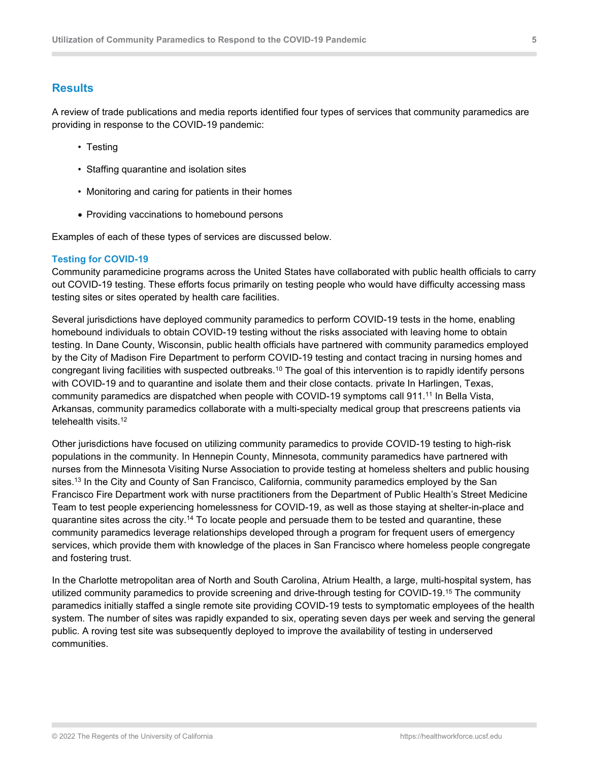## Results

A review of trade publications and media reports identified four types of services that community paramedics are providing in response to the COVID-19 pandemic:

- Testing
- Staffing quarantine and isolation sites
- Monitoring and caring for patients in their homes
- Providing vaccinations to homebound persons

Examples of each of these types of services are discussed below.

### Testing for COVID-19

Community paramedicine programs across the United States have collaborated with public health officials to carry out COVID-19 testing. These efforts focus primarily on testing people who would have difficulty accessing mass testing sites or sites operated by health care facilities.

Several jurisdictions have deployed community paramedics to perform COVID-19 tests in the home, enabling homebound individuals to obtain COVID-19 testing without the risks associated with leaving home to obtain testing. In Dane County, Wisconsin, public health officials have partnered with community paramedics employed by the City of Madison Fire Department to perform COVID-19 testing and contact tracing in nursing homes and congregant living facilities with suspected outbreaks.[10] The goal of this intervention is to rapidly identify persons with COVID-19 and to quarantine and isolate them and their close contacts. private In Harlingen, Texas, community paramedics are dispatched when people with COVID-19 symptoms call 911.[11] In Bella Vista, Arkansas, community paramedics collaborate with a multi-specialty medical group that prescreens patients via telehealth visits.[12]

Other jurisdictions have focused on utilizing community paramedics to provide COVID-19 testing to high-risk populations in the community. In Hennepin County, Minnesota, community paramedics have partnered with nurses from the Minnesota Visiting Nurse Association to provide testing at homeless shelters and public housing sites.[13] In the City and County of San Francisco, California, community paramedics employed by the San Francisco Fire Department work with nurse practitioners from the Department of Public Health's Street Medicine Team to test people experiencing homelessness for COVID-19, as well as those staying at shelter-in-place and quarantine sites across the city.[14] To locate people and persuade them to be tested and quarantine, these community paramedics leverage relationships developed through a program for frequent users of emergency services, which provide them with knowledge of the places in San Francisco where homeless people congregate and fostering trust.

In the Charlotte metropolitan area of North and South Carolina, Atrium Health, a large, multi-hospital system, has utilized community paramedics to provide screening and drive-through testing for COVID-19.[15] The community paramedics initially staffed a single remote site providing COVID-19 tests to symptomatic employees of the health system. The number of sites was rapidly expanded to six, operating seven days per week and serving the general public. A roving test site was subsequently deployed to improve the availability of testing in underserved communities.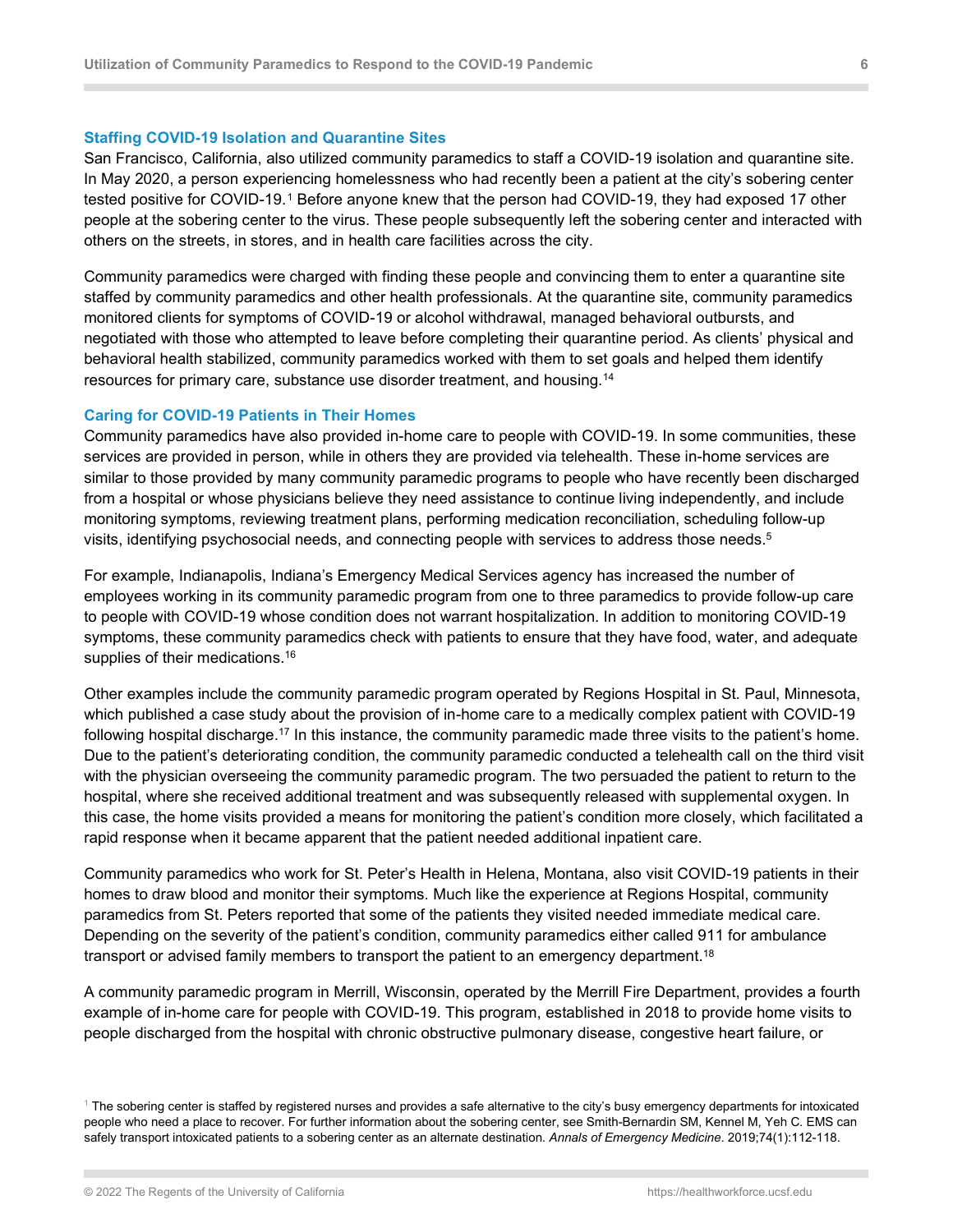### Staffing COVID-19 Isolation and Quarantine Sites

San Francisco, California, also utilized community paramedics to staff a COVID-19 isolation and quarantine site. In May 2020, a person experiencing homelessness who had recently been a patient at the city's sobering center tested positive for COVID-19.[1] Before anyone knew that the person had COVID-19, they had exposed 17 other people at the sobering center to the virus. These people subsequently left the sobering center and interacted with others on the streets, in stores, and in health care facilities across the city.

Community paramedics were charged with finding these people and convincing them to enter a quarantine site staffed by community paramedics and other health professionals. At the quarantine site, community paramedics monitored clients for symptoms of COVID-19 or alcohol withdrawal, managed behavioral outbursts, and negotiated with those who attempted to leave before completing their quarantine period. As clients' physical and behavioral health stabilized, community paramedics worked with them to set goals and helped them identify resources for primary care, substance use disorder treatment, and housing.[14]

### Caring for COVID-19 Patients in Their Homes

Community paramedics have also provided in-home care to people with COVID-19. In some communities, these services are provided in person, while in others they are provided via telehealth. These in-home services are similar to those provided by many community paramedic programs to people who have recently been discharged from a hospital or whose physicians believe they need assistance to continue living independently, and include monitoring symptoms, reviewing treatment plans, performing medication reconciliation, scheduling follow-up visits, identifying psychosocial needs, and connecting people with services to address those needs.[5]

For example, Indianapolis, Indiana's Emergency Medical Services agency has increased the number of employees working in its community paramedic program from one to three paramedics to provide follow-up care to people with COVID-19 whose condition does not warrant hospitalization. In addition to monitoring COVID-19 symptoms, these community paramedics check with patients to ensure that they have food, water, and adequate supplies of their medications.[16]

Other examples include the community paramedic program operated by Regions Hospital in St. Paul, Minnesota, which published a case study about the provision of in-home care to a medically complex patient with COVID-19 following hospital discharge.[17] In this instance, the community paramedic made three visits to the patient's home. Due to the patient's deteriorating condition, the community paramedic conducted a telehealth call on the third visit with the physician overseeing the community paramedic program. The two persuaded the patient to return to the hospital, where she received additional treatment and was subsequently released with supplemental oxygen. In this case, the home visits provided a means for monitoring the patient's condition more closely, which facilitated a rapid response when it became apparent that the patient needed additional inpatient care.

Community paramedics who work for St. Peter's Health in Helena, Montana, also visit COVID-19 patients in their homes to draw blood and monitor their symptoms. Much like the experience at Regions Hospital, community paramedics from St. Peters reported that some of the patients they visited needed immediate medical care. Depending on the severity of the patient's condition, community paramedics either called 911 for ambulance transport or advised family members to transport the patient to an emergency department.[18]

A community paramedic program in Merrill, Wisconsin, operated by the Merrill Fire Department, provides a fourth example of in-home care for people with COVID-19. This program, established in 2018 to provide home visits to people discharged from the hospital with chronic obstructive pulmonary disease, congestive heart failure, or

[1] The sobering center is staffed by registered nurses and provides a safe alternative to the city's busy emergency departments for intoxicated people who need a place to recover. For further information about the sobering center, see Smith-Bernardin SM, Kennel M, Yeh C. EMS can safely transport intoxicated patients to a sobering center as an alternate destination. *Annals of Emergency Medicine*. 2019;74(1):112-118.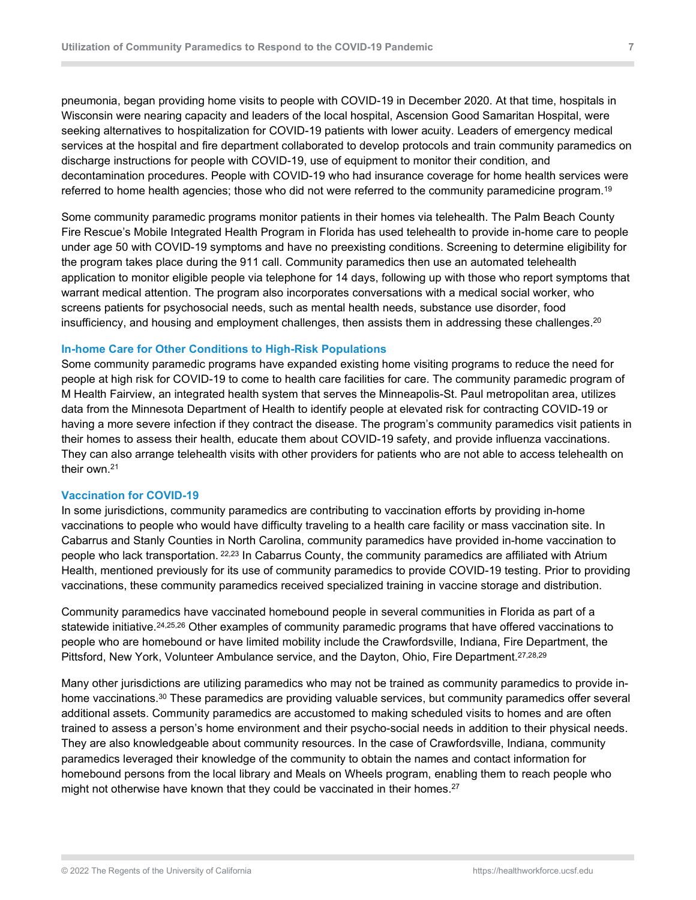pneumonia, began providing home visits to people with COVID-19 in December 2020. At that time, hospitals in Wisconsin were nearing capacity and leaders of the local hospital, Ascension Good Samaritan Hospital, were seeking alternatives to hospitalization for COVID-19 patients with lower acuity. Leaders of emergency medical services at the hospital and fire department collaborated to develop protocols and train community paramedics on discharge instructions for people with COVID-19, use of equipment to monitor their condition, and decontamination procedures. People with COVID-19 who had insurance coverage for home health services were referred to home health agencies; those who did not were referred to the community paramedicine program.[19]

Some community paramedic programs monitor patients in their homes via telehealth. The Palm Beach County Fire Rescue's Mobile Integrated Health Program in Florida has used telehealth to provide in-home care to people under age 50 with COVID-19 symptoms and have no preexisting conditions. Screening to determine eligibility for the program takes place during the 911 call. Community paramedics then use an automated telehealth application to monitor eligible people via telephone for 14 days, following up with those who report symptoms that warrant medical attention. The program also incorporates conversations with a medical social worker, who screens patients for psychosocial needs, such as mental health needs, substance use disorder, food insufficiency, and housing and employment challenges, then assists them in addressing these challenges.[20]

### In-home Care for Other Conditions to High-Risk Populations

Some community paramedic programs have expanded existing home visiting programs to reduce the need for people at high risk for COVID-19 to come to health care facilities for care. The community paramedic program of M Health Fairview, an integrated health system that serves the Minneapolis-St. Paul metropolitan area, utilizes data from the Minnesota Department of Health to identify people at elevated risk for contracting COVID-19 or having a more severe infection if they contract the disease. The program's community paramedics visit patients in their homes to assess their health, educate them about COVID-19 safety, and provide influenza vaccinations. They can also arrange telehealth visits with other providers for patients who are not able to access telehealth on their own.[21]

### Vaccination for COVID-19

In some jurisdictions, community paramedics are contributing to vaccination efforts by providing in-home vaccinations to people who would have difficulty traveling to a health care facility or mass vaccination site. In Cabarrus and Stanly Counties in North Carolina, community paramedics have provided in-home vaccination to people who lack transportation. [22,23] In Cabarrus County, the community paramedics are affiliated with Atrium Health, mentioned previously for its use of community paramedics to provide COVID-19 testing. Prior to providing vaccinations, these community paramedics received specialized training in vaccine storage and distribution.

Community paramedics have vaccinated homebound people in several communities in Florida as part of a statewide initiative.[24,25,26] Other examples of community paramedic programs that have offered vaccinations to people who are homebound or have limited mobility include the Crawfordsville, Indiana, Fire Department, the Pittsford, New York, Volunteer Ambulance service, and the Dayton, Ohio, Fire Department.[27,28,29]

Many other jurisdictions are utilizing paramedics who may not be trained as community paramedics to provide in-home vaccinations.[30] These paramedics are providing valuable services, but community paramedics offer several additional assets. Community paramedics are accustomed to making scheduled visits to homes and are often trained to assess a person's home environment and their psycho-social needs in addition to their physical needs. They are also knowledgeable about community resources. In the case of Crawfordsville, Indiana, community paramedics leveraged their knowledge of the community to obtain the names and contact information for homebound persons from the local library and Meals on Wheels program, enabling them to reach people who might not otherwise have known that they could be vaccinated in their homes.[27]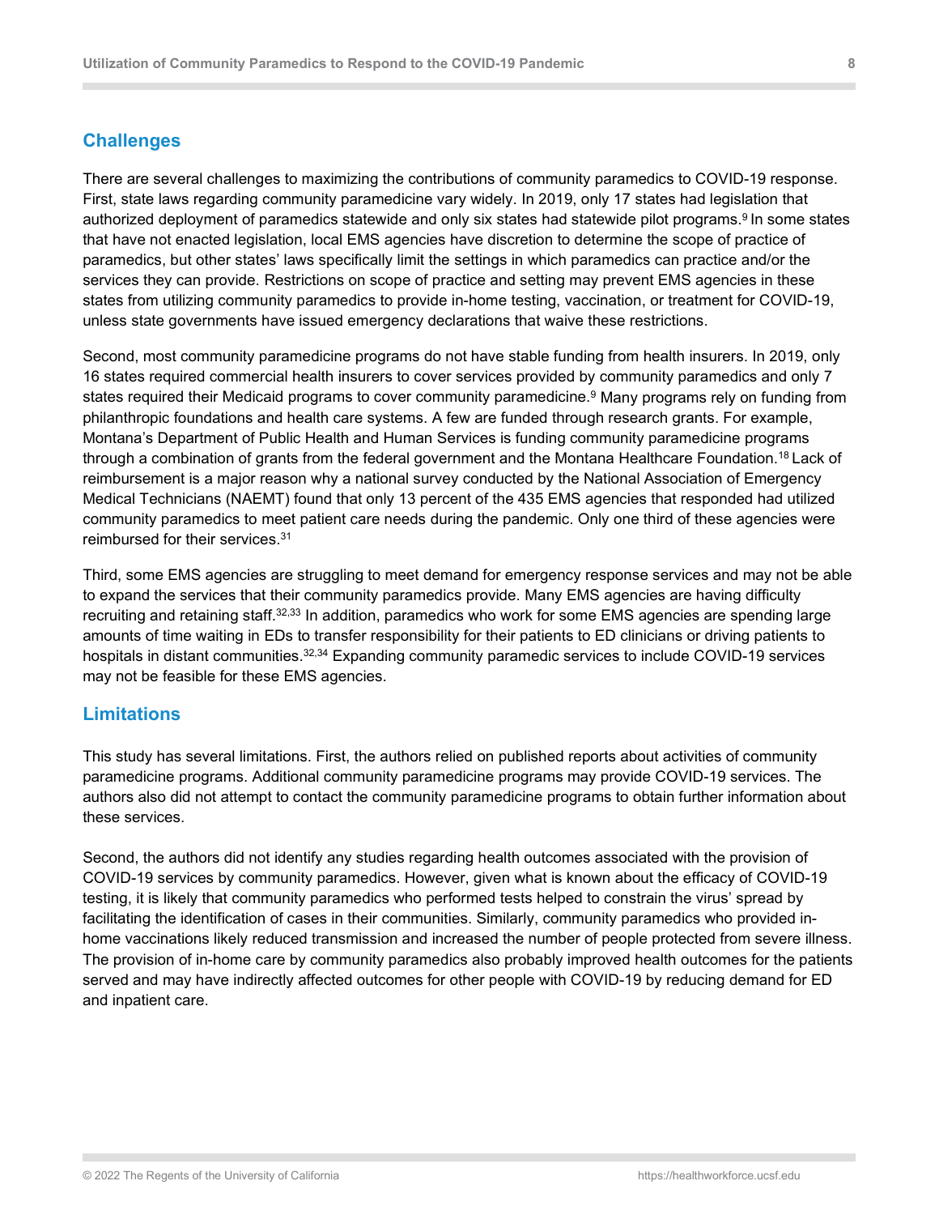## Challenges

There are several challenges to maximizing the contributions of community paramedics to COVID-19 response. First, state laws regarding community paramedicine vary widely. In 2019, only 17 states had legislation that authorized deployment of paramedics statewide and only six states had statewide pilot programs.[9] In some states that have not enacted legislation, local EMS agencies have discretion to determine the scope of practice of paramedics, but other states' laws specifically limit the settings in which paramedics can practice and/or the services they can provide. Restrictions on scope of practice and setting may prevent EMS agencies in these states from utilizing community paramedics to provide in-home testing, vaccination, or treatment for COVID-19, unless state governments have issued emergency declarations that waive these restrictions.

Second, most community paramedicine programs do not have stable funding from health insurers. In 2019, only 16 states required commercial health insurers to cover services provided by community paramedics and only 7 states required their Medicaid programs to cover community paramedicine.[9] Many programs rely on funding from philanthropic foundations and health care systems. A few are funded through research grants. For example, Montana's Department of Public Health and Human Services is funding community paramedicine programs through a combination of grants from the federal government and the Montana Healthcare Foundation.[18] Lack of reimbursement is a major reason why a national survey conducted by the National Association of Emergency Medical Technicians (NAEMT) found that only 13 percent of the 435 EMS agencies that responded had utilized community paramedics to meet patient care needs during the pandemic. Only one third of these agencies were reimbursed for their services.[31]

Third, some EMS agencies are struggling to meet demand for emergency response services and may not be able to expand the services that their community paramedics provide. Many EMS agencies are having difficulty recruiting and retaining staff.[32,33] In addition, paramedics who work for some EMS agencies are spending large amounts of time waiting in EDs to transfer responsibility for their patients to ED clinicians or driving patients to hospitals in distant communities.[32,34] Expanding community paramedic services to include COVID-19 services may not be feasible for these EMS agencies.

## Limitations

This study has several limitations. First, the authors relied on published reports about activities of community paramedicine programs. Additional community paramedicine programs may provide COVID-19 services. The authors also did not attempt to contact the community paramedicine programs to obtain further information about these services.

Second, the authors did not identify any studies regarding health outcomes associated with the provision of COVID-19 services by community paramedics. However, given what is known about the efficacy of COVID-19 testing, it is likely that community paramedics who performed tests helped to constrain the virus' spread by facilitating the identification of cases in their communities. Similarly, community paramedics who provided in-home vaccinations likely reduced transmission and increased the number of people protected from severe illness. The provision of in-home care by community paramedics also probably improved health outcomes for the patients served and may have indirectly affected outcomes for other people with COVID-19 by reducing demand for ED and inpatient care.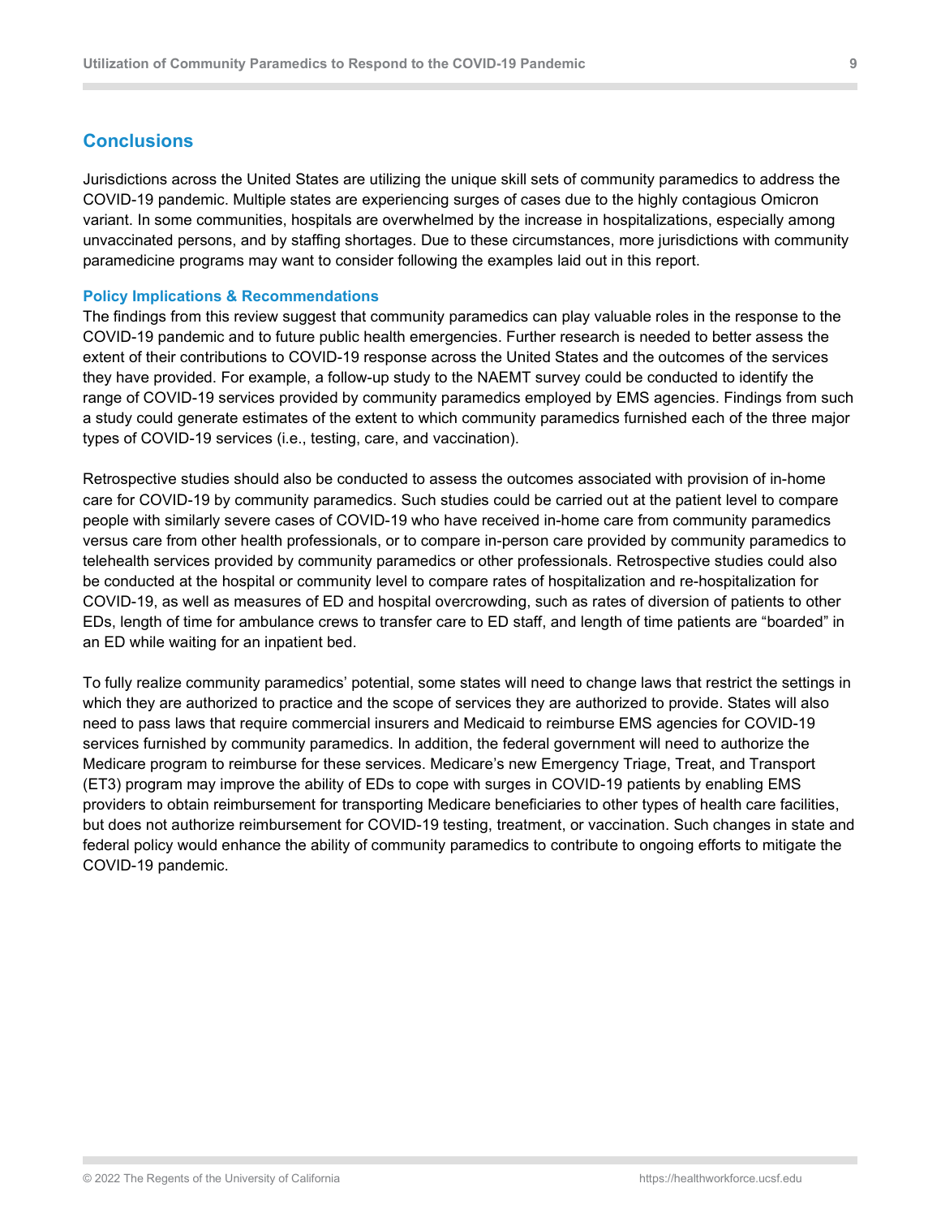## Conclusions

Jurisdictions across the United States are utilizing the unique skill sets of community paramedics to address the COVID-19 pandemic. Multiple states are experiencing surges of cases due to the highly contagious Omicron variant. In some communities, hospitals are overwhelmed by the increase in hospitalizations, especially among unvaccinated persons, and by staffing shortages. Due to these circumstances, more jurisdictions with community paramedicine programs may want to consider following the examples laid out in this report.

### Policy Implications & Recommendations

The findings from this review suggest that community paramedics can play valuable roles in the response to the COVID-19 pandemic and to future public health emergencies. Further research is needed to better assess the extent of their contributions to COVID-19 response across the United States and the outcomes of the services they have provided. For example, a follow-up study to the NAEMT survey could be conducted to identify the range of COVID-19 services provided by community paramedics employed by EMS agencies. Findings from such a study could generate estimates of the extent to which community paramedics furnished each of the three major types of COVID-19 services (i.e., testing, care, and vaccination).

Retrospective studies should also be conducted to assess the outcomes associated with provision of in-home care for COVID-19 by community paramedics. Such studies could be carried out at the patient level to compare people with similarly severe cases of COVID-19 who have received in-home care from community paramedics versus care from other health professionals, or to compare in-person care provided by community paramedics to telehealth services provided by community paramedics or other professionals. Retrospective studies could also be conducted at the hospital or community level to compare rates of hospitalization and re-hospitalization for COVID-19, as well as measures of ED and hospital overcrowding, such as rates of diversion of patients to other EDs, length of time for ambulance crews to transfer care to ED staff, and length of time patients are "boarded" in an ED while waiting for an inpatient bed.

To fully realize community paramedics' potential, some states will need to change laws that restrict the settings in which they are authorized to practice and the scope of services they are authorized to provide. States will also need to pass laws that require commercial insurers and Medicaid to reimburse EMS agencies for COVID-19 services furnished by community paramedics. In addition, the federal government will need to authorize the Medicare program to reimburse for these services. Medicare's new Emergency Triage, Treat, and Transport (ET3) program may improve the ability of EDs to cope with surges in COVID-19 patients by enabling EMS providers to obtain reimbursement for transporting Medicare beneficiaries to other types of health care facilities, but does not authorize reimbursement for COVID-19 testing, treatment, or vaccination. Such changes in state and federal policy would enhance the ability of community paramedics to contribute to ongoing efforts to mitigate the COVID-19 pandemic.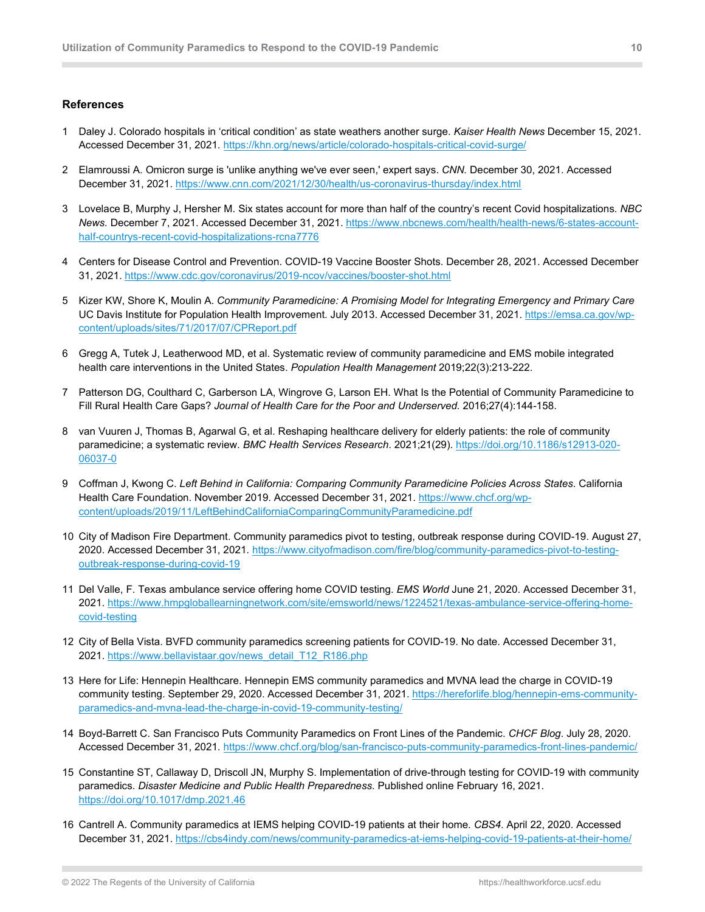## References

1. Daley J. Colorado hospitals in 'critical condition' as state weathers another surge. *Kaiser Health News* December 15, 2021. Accessed December 31, 2021. https://khn.org/news/article/colorado-hospitals-critical-covid-surge/

2. Elamroussi A. Omicron surge is 'unlike anything we've ever seen,' expert says. *CNN.* December 30, 2021. Accessed December 31, 2021. https://www.cnn.com/2021/12/30/health/us-coronavirus-thursday/index.html

3. Lovelace B, Murphy J, Hersher M. Six states account for more than half of the country's recent Covid hospitalizations. *NBC News.* December 7, 2021. Accessed December 31, 2021. https://www.nbcnews.com/health/health-news/6-states-account-half-countrys-recent-covid-hospitalizations-rcna7776

4. Centers for Disease Control and Prevention. COVID-19 Vaccine Booster Shots. December 28, 2021. Accessed December 31, 2021. https://www.cdc.gov/coronavirus/2019-ncov/vaccines/booster-shot.html

5. Kizer KW, Shore K, Moulin A. *Community Paramedicine: A Promising Model for Integrating Emergency and Primary Care* UC Davis Institute for Population Health Improvement. July 2013. Accessed December 31, 2021. https://emsa.ca.gov/wp-content/uploads/sites/71/2017/07/CPReport.pdf

6. Gregg A, Tutek J, Leatherwood MD, et al. Systematic review of community paramedicine and EMS mobile integrated health care interventions in the United States. *Population Health Management* 2019;22(3):213-222.

7. Patterson DG, Coulthard C, Garberson LA, Wingrove G, Larson EH. What Is the Potential of Community Paramedicine to Fill Rural Health Care Gaps? *Journal of Health Care for the Poor and Underserved.* 2016;27(4):144-158.

8. van Vuuren J, Thomas B, Agarwal G, et al. Reshaping healthcare delivery for elderly patients: the role of community paramedicine; a systematic review. *BMC Health Services Research*. 2021;21(29). https://doi.org/10.1186/s12913-020-06037-0

9. Coffman J, Kwong C. *Left Behind in California: Comparing Community Paramedicine Policies Across States*. California Health Care Foundation. November 2019. Accessed December 31, 2021. https://www.chcf.org/wp-content/uploads/2019/11/LeftBehindCaliforniaComparingCommunityParamedicine.pdf

10. City of Madison Fire Department. Community paramedics pivot to testing, outbreak response during COVID-19. August 27, 2020. Accessed December 31, 2021. https://www.cityofmadison.com/fire/blog/community-paramedics-pivot-to-testing-outbreak-response-during-covid-19

11. Del Valle, F. Texas ambulance service offering home COVID testing. *EMS World* June 21, 2020. Accessed December 31, 2021. https://www.hmpgloballearningnetwork.com/site/emsworld/news/1224521/texas-ambulance-service-offering-home-covid-testing

12. City of Bella Vista. BVFD community paramedics screening patients for COVID-19. No date. Accessed December 31, 2021. https://www.bellavistaar.gov/news_detail_T12_R186.php

13. Here for Life: Hennepin Healthcare. Hennepin EMS community paramedics and MVNA lead the charge in COVID-19 community testing. September 29, 2020. Accessed December 31, 2021. https://hereforlife.blog/hennepin-ems-community-paramedics-and-mvna-lead-the-charge-in-covid-19-community-testing/

14. Boyd-Barrett C. San Francisco Puts Community Paramedics on Front Lines of the Pandemic. *CHCF Blog*. July 28, 2020. Accessed December 31, 2021. https://www.chcf.org/blog/san-francisco-puts-community-paramedics-front-lines-pandemic/

15. Constantine ST, Callaway D, Driscoll JN, Murphy S. Implementation of drive-through testing for COVID-19 with community paramedics. *Disaster Medicine and Public Health Preparedness.* Published online February 16, 2021. https://doi.org/10.1017/dmp.2021.46

16. Cantrell A. Community paramedics at IEMS helping COVID-19 patients at their home. *CBS4*. April 22, 2020. Accessed December 31, 2021. https://cbs4indy.com/news/community-paramedics-at-iems-helping-covid-19-patients-at-their-home/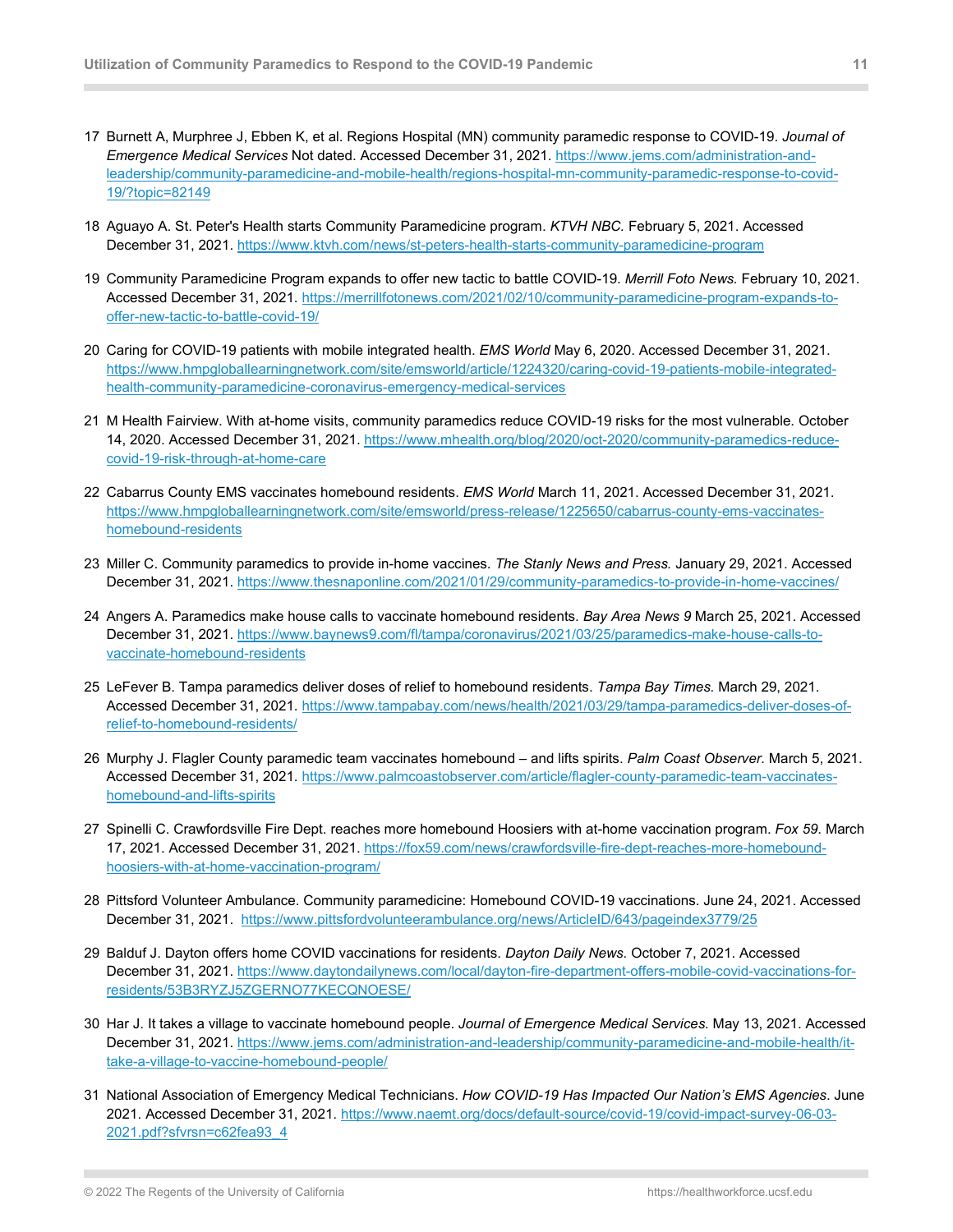17 Burnett A, Murphree J, Ebben K, et al. Regions Hospital (MN) community paramedic response to COVID-19. *Journal of Emergence Medical Services* Not dated. Accessed December 31, 2021. https://www.jems.com/administration-and-leadership/community-paramedicine-and-mobile-health/regions-hospital-mn-community-paramedic-response-to-covid-19/?topic=82149

18 Aguayo A. St. Peter's Health starts Community Paramedicine program. *KTVH NBC.* February 5, 2021. Accessed December 31, 2021. https://www.ktvh.com/news/st-peters-health-starts-community-paramedicine-program

19 Community Paramedicine Program expands to offer new tactic to battle COVID-19. *Merrill Foto News.* February 10, 2021. Accessed December 31, 2021. https://merrillfotonews.com/2021/02/10/community-paramedicine-program-expands-to-offer-new-tactic-to-battle-covid-19/

20 Caring for COVID-19 patients with mobile integrated health. *EMS World* May 6, 2020. Accessed December 31, 2021. https://www.hmpgloballearningnetwork.com/site/emsworld/article/1224320/caring-covid-19-patients-mobile-integrated-health-community-paramedicine-coronavirus-emergency-medical-services

21 M Health Fairview. With at-home visits, community paramedics reduce COVID-19 risks for the most vulnerable. October 14, 2020. Accessed December 31, 2021. https://www.mhealth.org/blog/2020/oct-2020/community-paramedics-reduce-covid-19-risk-through-at-home-care

22 Cabarrus County EMS vaccinates homebound residents. *EMS World* March 11, 2021. Accessed December 31, 2021. https://www.hmpgloballearningnetwork.com/site/emsworld/press-release/1225650/cabarrus-county-ems-vaccinates-homebound-residents

23 Miller C. Community paramedics to provide in-home vaccines. *The Stanly News and Press.* January 29, 2021. Accessed December 31, 2021. https://www.thesnaponline.com/2021/01/29/community-paramedics-to-provide-in-home-vaccines/

24 Angers A. Paramedics make house calls to vaccinate homebound residents. *Bay Area News 9* March 25, 2021. Accessed December 31, 2021. https://www.baynews9.com/fl/tampa/coronavirus/2021/03/25/paramedics-make-house-calls-to-vaccinate-homebound-residents

25 LeFever B. Tampa paramedics deliver doses of relief to homebound residents. *Tampa Bay Times.* March 29, 2021. Accessed December 31, 2021. https://www.tampabay.com/news/health/2021/03/29/tampa-paramedics-deliver-doses-of-relief-to-homebound-residents/

26 Murphy J. Flagler County paramedic team vaccinates homebound – and lifts spirits. *Palm Coast Observer.* March 5, 2021. Accessed December 31, 2021. https://www.palmcoastobserver.com/article/flagler-county-paramedic-team-vaccinates-homebound-and-lifts-spirits

27 Spinelli C. Crawfordsville Fire Dept. reaches more homebound Hoosiers with at-home vaccination program. *Fox 59.* March 17, 2021. Accessed December 31, 2021. https://fox59.com/news/crawfordsville-fire-dept-reaches-more-homebound-hoosiers-with-at-home-vaccination-program/

28 Pittsford Volunteer Ambulance. Community paramedicine: Homebound COVID-19 vaccinations. June 24, 2021. Accessed December 31, 2021. https://www.pittsfordvolunteerambulance.org/news/ArticleID/643/pageindex3779/25

29 Balduf J. Dayton offers home COVID vaccinations for residents. *Dayton Daily News.* October 7, 2021. Accessed December 31, 2021. https://www.daytondailynews.com/local/dayton-fire-department-offers-mobile-covid-vaccinations-for-residents/53B3RYZJ5ZGERNO77KECQNOESE/

30 Har J. It takes a village to vaccinate homebound people. *Journal of Emergence Medical Services.* May 13, 2021. Accessed December 31, 2021. https://www.jems.com/administration-and-leadership/community-paramedicine-and-mobile-health/it-take-a-village-to-vaccine-homebound-people/

31 National Association of Emergency Medical Technicians. *How COVID-19 Has Impacted Our Nation's EMS Agencies*. June 2021. Accessed December 31, 2021. https://www.naemt.org/docs/default-source/covid-19/covid-impact-survey-06-03-2021.pdf?sfvrsn=c62fea93_4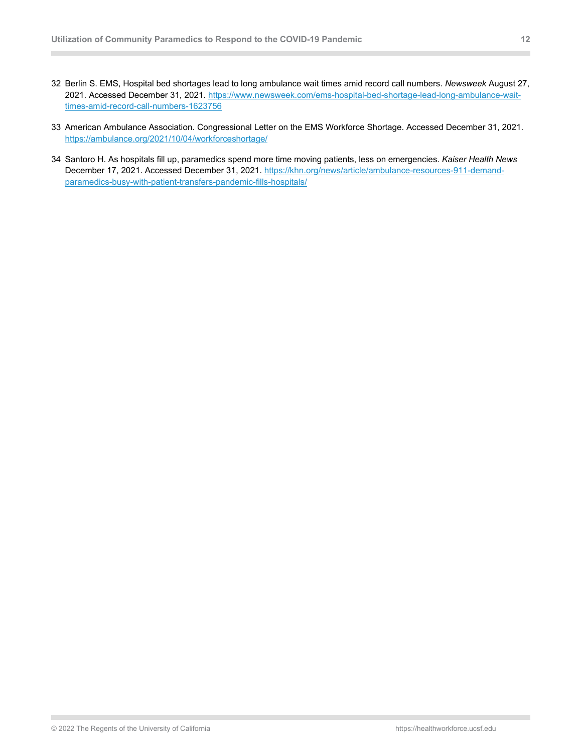32 Berlin S. EMS, Hospital bed shortages lead to long ambulance wait times amid record call numbers. *Newsweek* August 27, 2021. Accessed December 31, 2021. https://www.newsweek.com/ems-hospital-bed-shortage-lead-long-ambulance-wait-times-amid-record-call-numbers-1623756

33 American Ambulance Association. Congressional Letter on the EMS Workforce Shortage. Accessed December 31, 2021. https://ambulance.org/2021/10/04/workforceshortage/

34 Santoro H. As hospitals fill up, paramedics spend more time moving patients, less on emergencies. *Kaiser Health News* December 17, 2021. Accessed December 31, 2021. https://khn.org/news/article/ambulance-resources-911-demand-paramedics-busy-with-patient-transfers-pandemic-fills-hospitals/